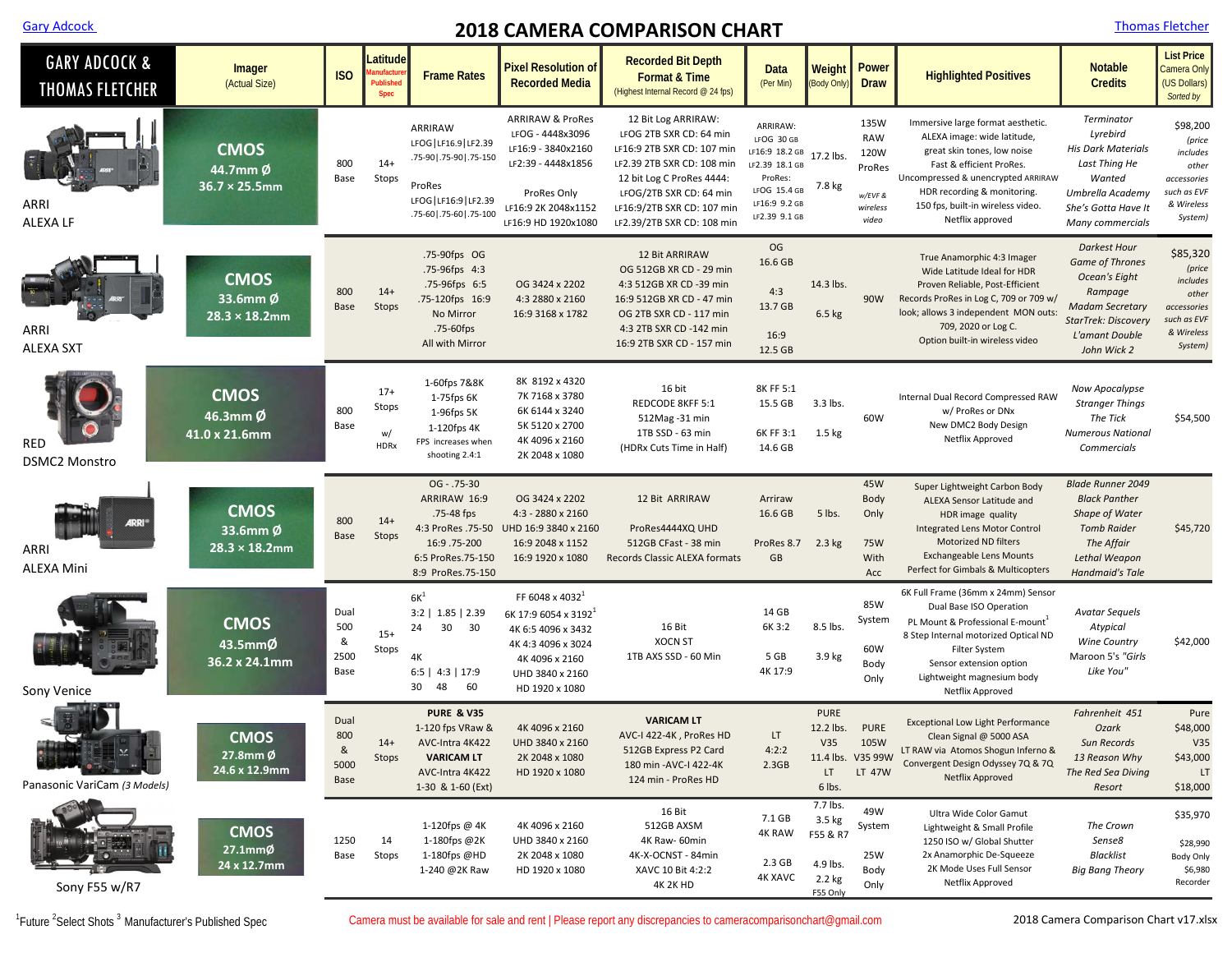Gary Adcock

# 2018 CAMERA COMPARISON CHART

Thomas Fletcher

| GARY ADCOCK & THOMAS FLETCHER | Imager (Actual Size) | ISO | Latitude Manufacturer Published Spec | Frame Rates | Pixel Resolution of Recorded Media | Recorded Bit Depth Format & Time (Highest Internal Record @ 24 fps) | Data (Per Min) | Weight (Body Only) | Power Draw | Highlighted Positives | Notable Credits | List Price Camera Only (US Dollars) Sorted by |
|---|---|---|---|---|---|---|---|---|---|---|---|---|
| ARRI ALEXA LF | CMOS 44.7mm Ø 36.7 × 25.5mm | 800 Base | 14+ Stops | ARRIRAW LFOG\|LF16:9\|LF2.39 .75-90\|.75-90\|.75-150 ProRes LFOG\|LF16:9\|LF2.39 .75-60\|.75-60\|.75-100 | ARRIRAW & ProRes LFOG - 4448x3096 LF16:9 - 3840x2160 LF2:39 - 4448x1856 ProRes Only LF16:9 2K 2048x1152 LF16:9 HD 1920x1080 | 12 Bit Log ARRIRAW: LFOG 2TB SXR CD: 64 min LF16:9 2TB SXR CD: 107 min LF2.39 2TB SXR CD: 108 min 12 bit Log C ProRes 4444: LFOG/2TB SXR CD: 64 min LF16:9/2TB SXR CD: 107 min LF2.39/2TB SXR CD: 108 min | ARRIRAW: LFOG 30 GB LF16:9 18.2 GB LF2.39 18.1 GB ProRes: LFOG 15.4 GB LF16:9 9.2 GB LF2.39 9.1 GB | 17.2 lbs. 7.8 kg | 135W RAW 120W ProRes w/EVF & wireless video | Immersive large format aesthetic. ALEXA image: wide latitude, great skin tones, low noise Fast & efficient ProRes. Uncompressed & unencrypted ARRIRAW HDR recording & monitoring. 150 fps, built-in wireless video. Netflix approved | *Terminator* *Lyrebird* *His Dark Materials* *Last Thing He Wanted* *Umbrella Academy* *She's Gotta Have It* *Many commercials* | $98,200 *(price includes other accessories such as EVF & Wireless System)* |
| ARRI ALEXA SXT | CMOS 33.6mm Ø 28.3 × 18.2mm | 800 Base | 14+ Stops | .75-90fps OG .75-96fps 4:3 .75-96fps 6:5 .75-120fps 16:9 No Mirror .75-60fps All with Mirror | OG 3424 x 2202 4:3 2880 x 2160 16:9 3168 x 1782 | 12 Bit ARRIRAW OG 512GB XR CD - 29 min 4:3 512GB XR CD -39 min 16:9 512GB XR CD - 47 min OG 2TB SXR CD - 117 min 4:3 2TB SXR CD -142 min 16:9 2TB SXR CD - 157 min | OG 16.6 GB 4:3 13.7 GB 16:9 12.5 GB | 14.3 lbs. 6.5 kg | 90W | True Anamorphic 4:3 Imager Wide Latitude Ideal for HDR Proven Reliable, Post-Efficient Records ProRes in Log C, 709 or 709 w/ look; allows 3 independent MON outs: 709, 2020 or Log C. Option built-in wireless video | *Darkest Hour* *Game of Thrones* *Ocean's Eight* *Rampage* *Madam Secretary* *StarTrek: Discovery* *L'amant Double* *John Wick 2* | $85,320 *(price includes other accessories such as EVF & Wireless System)* |
| RED DSMC2 Monstro | CMOS 46.3mm Ø 41.0 x 21.6mm | 800 Base | 17+ Stops w/ HDRx | 1-60fps 7&8K 1-75fps 6K 1-96fps 5K 1-120fps 4K FPS increases when shooting 2.4:1 | 8K 8192 x 4320 7K 7168 x 3780 6K 6144 x 3240 5K 5120 x 2700 4K 4096 x 2160 2K 2048 x 1080 | 16 bit REDCODE 8KFF 5:1 512Mag -31 min 1TB SSD - 63 min (HDRx Cuts Time in Half) | 8K FF 5:1 15.5 GB 6K FF 3:1 14.6 GB | 3.3 lbs. 1.5 kg | 60W | Internal Dual Record Compressed RAW w/ ProRes or DNx New DMC2 Body Design Netflix Approved | *Now Apocalypse* *Stranger Things* *The Tick* *Numerous National Commercials* | $54,500 |
| ARRI ALEXA Mini | CMOS 33.6mm Ø 28.3 × 18.2mm | 800 Base | 14+ Stops | OG - .75-30 ARRIRAW 16:9 .75-48 fps 4:3 ProRes .75-50 16:9 .75-200 6:5 ProRes.75-150 8:9 ProRes.75-150 | OG 3424 x 2202 4:3 - 2880 x 2160 UHD 16:9 3840 x 2160 16:9 2048 x 1152 16:9 1920 x 1080 | 12 Bit ARRIRAW ProRes4444XQ UHD 512GB CFast - 38 min Records Classic ALEXA formats | Arriraw 16.6 GB ProRes 8.7 GB | 5 lbs. 2.3 kg | 45W Body Only 75W With Acc | Super Lightweight Carbon Body ALEXA Sensor Latitude and HDR image quality Integrated Lens Motor Control Motorized ND filters Exchangeable Lens Mounts Perfect for Gimbals & Multicopters | *Blade Runner 2049* *Black Panther* *Shape of Water* *Tomb Raider* *The Affair* *Lethal Weapon* *Handmaid's Tale* | $45,720 |
| Sony Venice | CMOS 43.5mmØ 36.2 x 24.1mm | Dual 500 & 2500 Base | 15+ Stops | 6K[1] 3:2 \| 1.85 \| 2.39 24 30 30 4K 6:5 \| 4:3 \| 17:9 30 48 60 | FF 6048 x 4032[1] 6K 17:9 6054 x 3192[1] 4K 6:5 4096 x 3432 4K 4:3 4096 x 3024 4K 4096 x 2160 UHD 3840 x 2160 HD 1920 x 1080 | 16 Bit XOCN ST 1TB AXS SSD - 60 Min | 14 GB 6K 3:2 5 GB 4K 17:9 | 8.5 lbs. 3.9 kg | 85W System 60W Body Only | 6K Full Frame (36mm x 24mm) Sensor Dual Base ISO Operation PL Mount & Professional E-mount[1] 8 Step Internal motorized Optical ND Filter System Sensor extension option Lightweight magnesium body Netflix Approved | *Avatar Sequels* *Atypical* *Wine Country* Maroon 5's *"Girls Like You"* | $42,000 |
| Panasonic VariCam *(3 Models)* | CMOS 27.8mm Ø 24.6 x 12.9mm | Dual 800 & 5000 Base | 14+ Stops | **PURE & V35** 1-120 fps VRaw & AVC-Intra 4K422 **VARICAM LT** AVC-Intra 4K422 1-30 & 1-60 (Ext) | 4K 4096 x 2160 UHD 3840 x 2160 2K 2048 x 1080 HD 1920 x 1080 | **VARICAM LT** AVC-I 422-4K , ProRes HD 512GB Express P2 Card 180 min -AVC-I 422-4K 124 min - ProRes HD | LT 4:2:2 2.3GB | PURE 12.2 lbs. V35 11.4 lbs. LT 6 lbs. | PURE 105W V35 99W LT 47W | Exceptional Low Light Performance Clean Signal @ 5000 ASA LT RAW via Atomos Shogun Inferno & Convergent Design Odyssey 7Q & 7Q Netflix Approved | *Fahrenheit 451* *Ozark* *Sun Records* *13 Reason Why* *The Red Sea Diving Resort* | Pure $48,000 V35 $43,000 LT $18,000 |
| Sony F55 w/R7 | CMOS 27.1mmØ 24 x 12.7mm | 1250 Base | 14 Stops | 1-120fps @ 4K 1-180fps @2K 1-180fps @HD 1-240 @2K Raw | 4K 4096 x 2160 UHD 3840 x 2160 2K 2048 x 1080 HD 1920 x 1080 | 16 Bit 512GB AXSM 4K Raw- 60min 4K-X-OCNST - 84min XAVC 10 Bit 4:2:2 4K 2K HD | 7.1 GB 4K RAW 2.3 GB 4K XAVC | 7.7 lbs. 3.5 kg F55 & R7 4.9 lbs. 2.2 kg F55 Only | 49W System 25W Body Only | Ultra Wide Color Gamut Lightweight & Small Profile 1250 ISO w/ Global Shutter 2x Anamorphic De-Squeeze 2K Mode Uses Full Sensor Netflix Approved | *The Crown* *Sense8* *Blacklist* *Big Bang Theory* | $35,970 $28,990 Body Only $6,980 Recorder |

[1]Future [2]Select Shots [3] Manufacturer's Published Spec

Camera must be available for sale and rent | Please report any discrepancies to cameracomparisonchart@gmail.com

2018 Camera Comparison Chart v17.xlsx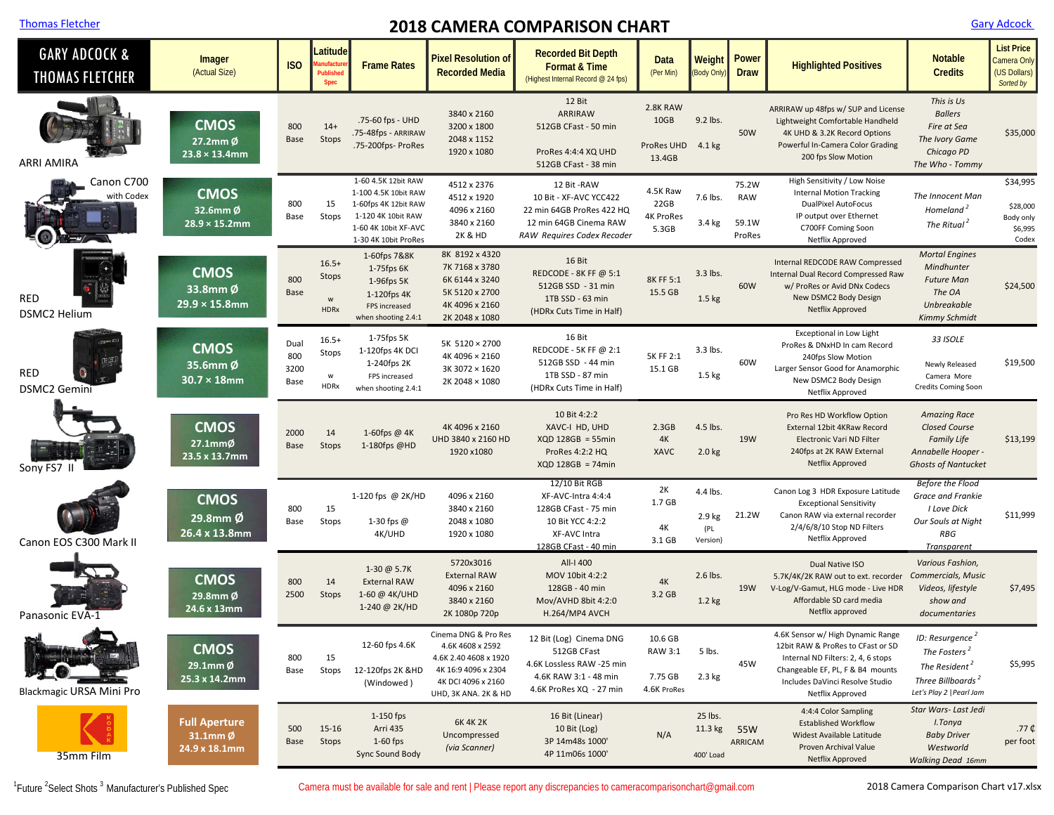Thomas Fletcher

# 2018 CAMERA COMPARISON CHART

Gary Adcock

| GARY ADCOCK & THOMAS FLETCHER | Imager (Actual Size) | ISO | Latitude Manufacturer Published Spec | Frame Rates | Pixel Resolution of Recorded Media | Recorded Bit Depth Format & Time (Highest Internal Record @ 24 fps) | Data (Per Min) | Weight (Body Only) | Power Draw | Highlighted Positives | Notable Credits | List Price Camera Only (US Dollars) Sorted by |
|---|---|---|---|---|---|---|---|---|---|---|---|---|
| ARRI AMIRA | CMOS 27.2mm Ø 23.8 × 13.4mm | 800 Base | 14+ Stops | .75-60 fps - UHD .75-48fps - ARRIRAW .75-200fps- ProRes | 3840 x 2160 3200 x 1800 2048 x 1152 1920 x 1080 | 12 Bit ARRIRAW 512GB CFast - 50 min ProRes 4:4:4 XQ UHD 512GB CFast - 38 min | 2.8K RAW 10GB ProRes UHD 13.4GB | 9.2 lbs. 4.1 kg | 50W | ARRIRAW up 48fps w/ SUP and License Lightweight Comfortable Handheld 4K UHD & 3.2K Record Options Powerful In-Camera Color Grading 200 fps Slow Motion | *This is Us* *Ballers* *Fire at Sea* *The Ivory Game* *Chicago PD* *The Who - Tommy* | $35,000 |
| Canon C700 with Codex | CMOS 32.6mm Ø 28.9 × 15.2mm | 800 Base | 15 Stops | 1-60 4.5K 12bit RAW 1-100 4.5K 10bit RAW 1-60fps 4K 12bit RAW 1-120 4K 10bit RAW 1-60 4K 10bit XF-AVC 1-30 4K 10bit ProRes | 4512 x 2376 4512 x 1920 4096 x 2160 3840 x 2160 2K & HD | 12 Bit -RAW 10 Bit - XF-AVC YCC422 22 min 64GB ProRes 422 HQ 12 min 64GB Cinema RAW *RAW Requires Codex Recoder* | 4.5K Raw 22GB 4K ProRes 5.3GB | 7.6 lbs. 3.4 kg | 75.2W RAW 59.1W ProRes | High Sensitivity / Low Noise Internal Motion Tracking DualPixel AutoFocus IP output over Ethernet C700FF Coming Soon Netflix Approved | *The Innocent Man* *Homeland* [2] *The Ritual* [2] | $34,995 $28,000 Body only $6,995 Codex |
| RED DSMC2 Helium | CMOS 33.8mm Ø 29.9 × 15.8mm | 800 Base | 16.5+ Stops w HDRx | 1-60fps 7&8K 1-75fps 6K 1-96fps 5K 1-120fps 4K FPS increased when shooting 2.4:1 | 8K 8192 x 4320 7K 7168 x 3780 6K 6144 x 3240 5K 5120 x 2700 4K 4096 x 2160 2K 2048 x 1080 | 16 Bit REDCODE - 8K FF @ 5:1 512GB SSD - 31 min 1TB SSD - 63 min (HDRx Cuts Time in Half) | 8K FF 5:1 15.5 GB | 3.3 lbs. 1.5 kg | 60W | Internal REDCODE RAW Compressed Internal Dual Record Compressed Raw w/ ProRes or Avid DNx Codecs New DSMC2 Body Design Netflix Approved | *Mortal Engines* *Mindhunter* *Future Man* *The OA* *Unbreakable* *Kimmy Schmidt* | $24,500 |
| RED DSMC2 Gemini | CMOS 35.6mm Ø 30.7 × 18mm | Dual 800 3200 Base | 16.5+ Stops w HDRx | 1-75fps 5K 1-120fps 4K DCI 1-240fps 2K FPS increased when shooting 2.4:1 | 5K 5120 × 2700 4K 4096 × 2160 3K 3072 × 1620 2K 2048 × 1080 | 16 Bit REDCODE - 5K FF @ 2:1 512GB SSD - 44 min 1TB SSD - 87 min (HDRx Cuts Time in Half) | 5K FF 2:1 15.1 GB | 3.3 lbs. 1.5 kg | 60W | Exceptional in Low Light ProRes & DNxHD In cam Record 240fps Slow Motion Larger Sensor Good for Anamorphic New DSMC2 Body Design Netflix Approved | *33 ISOLE* Newly Released Camera More Credits Coming Soon | $19,500 |
| Sony FS7 II | CMOS 27.1mmØ 23.5 x 13.7mm | 2000 Base | 14 Stops | 1-60fps @ 4K 1-180fps @HD | 4K 4096 x 2160 UHD 3840 x 2160 HD 1920 x1080 | 10 Bit 4:2:2 XAVC-I HD, UHD XQD 128GB = 55min ProRes 4:2:2 HQ XQD 128GB = 74min | 2.3GB 4K XAVC | 4.5 lbs. 2.0 kg | 19W | Pro Res HD Workflow Option External 12bit 4KRaw Record Electronic Vari ND Filter 240fps at 2K RAW External Netflix Approved | *Amazing Race* *Closed Course* *Family Life* *Annabelle Hooper -* *Ghosts of Nantucket* | $13,199 |
| Canon EOS C300 Mark II | CMOS 29.8mm Ø 26.4 x 13.8mm | 800 Base | 15 Stops | 1-120 fps @ 2K/HD 1-30 fps @ 4K/UHD | 4096 x 2160 3840 x 2160 2048 x 1080 1920 x 1080 | 12/10 Bit RGB XF-AVC-Intra 4:4:4 128GB CFast - 75 min 10 Bit YCC 4:2:2 XF-AVC Intra 128GB CFast - 40 min | 2K 1.7 GB 4K 3.1 GB | 4.4 lbs. 2.9 kg (PL Version) | 21.2W | Canon Log 3 HDR Exposure Latitude Exceptional Sensitivity Canon RAW via external recorder 2/4/6/8/10 Stop ND Filters Netflix Approved | *Before the Flood* *Grace and Frankie* *I Love Dick* *Our Souls at Night* *RBG* *Transparent* | $11,999 |
| Panasonic EVA-1 | CMOS 29.8mm Ø 24.6 x 13mm | 800 2500 | 14 Stops | 1-30 @ 5.7K External RAW 1-60 @ 4K/UHD 1-240 @ 2K/HD | 5720x3016 External RAW 4096 x 2160 3840 x 2160 2K 1080p 720p | All-I 400 MOV 10bit 4:2:2 128GB - 40 min Mov/AVHD 8bit 4:2:0 H.264/MP4 AVCH | 4K 3.2 GB | 2.6 lbs. 1.2 kg | 19W | Dual Native ISO 5.7K/4K/2K RAW out to ext. recorder V-Log/V-Gamut, HLG mode - Live HDR Affordable SD card media Netflix approved | *Various Fashion, Commercials, Music Videos, lifestyle show and documentaries* | $7,495 |
| Blackmagic URSA Mini Pro | CMOS 29.1mm Ø 25.3 x 14.2mm | 800 Base | 15 Stops | 12-60 fps 4.6K 12-120fps 2K &HD (Windowed ) | Cinema DNG & Pro Res 4.6K 4608 x 2592 4.6K 2.40 4608 x 1920 4K 16:9 4096 x 2304 4K DCI 4096 x 2160 UHD, 3K ANA. 2K & HD | 12 Bit (Log) Cinema DNG 512GB CFast 4.6K Lossless RAW -25 min 4.6K RAW 3:1 - 48 min 4.6K ProRes XQ - 27 min | 10.6 GB RAW 3:1 7.75 GB 4.6K ProRes | 5 lbs. 2.3 kg | 45W | 4.6K Sensor w/ High Dynamic Range 12bit RAW & ProRes to CFast or SD Internal ND Filters: 2, 4, 6 stops Changeable EF, PL, F & B4 mounts Includes DaVinci Resolve Studio Netflix Approved | *ID: Resurgence* [2] *The Fosters* [2] *The Resident* [2] *Three Billboards* [2] *Let's Play 2 \| Pearl Jam* | $5,995 |
| 35mm Film | Full Aperture 31.1mm Ø 24.9 x 18.1mm | 500 Base | 15-16 Stops | 1-150 fps Arri 435 1-60 fps Sync Sound Body | 6K 4K 2K Uncompressed *(via Scanner)* | 16 Bit (Linear) 10 Bit (Log) 3P 14m48s 1000' 4P 11m06s 1000' | N/A | 25 lbs. 11.3 kg 400' Load | 55W ARRICAM | 4:4:4 Color Sampling Established Workflow Widest Available Latitude Proven Archival Value Netflix Approved | *Star Wars- Last Jedi* *I.Tonya* *Baby Driver* *Westworld* *Walking Dead 16mm* | .77 ¢ per foot |

[1]Future [2]Select Shots [3] Manufacturer's Published Spec

Camera must be available for sale and rent | Please report any discrepancies to cameracomparisonchart@gmail.com

2018 Camera Comparison Chart v17.xlsx